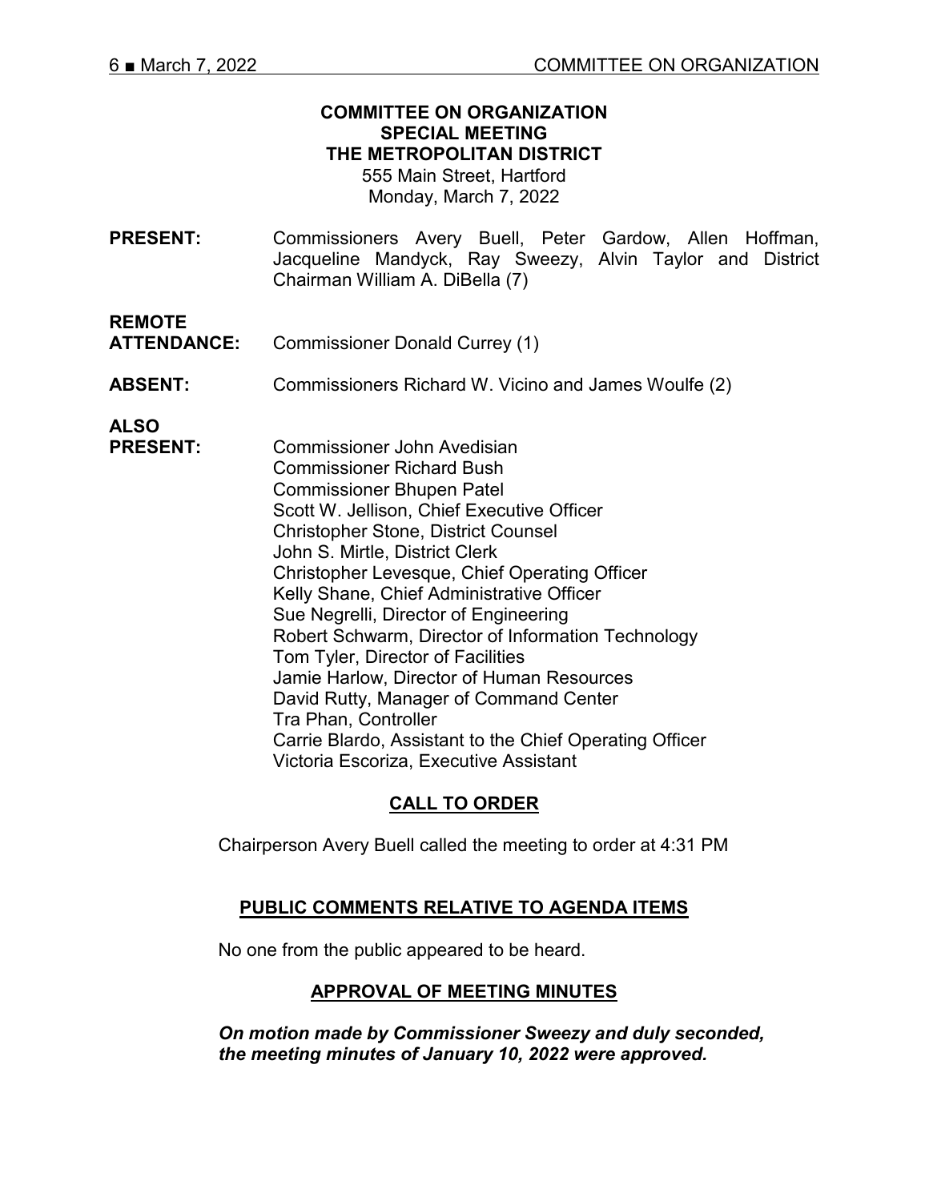# COMMITTEE ON ORGANIZATION
## SPECIAL MEETING
## THE METROPOLITAN DISTRICT

555 Main Street, Hartford
Monday, March 7, 2022

**PRESENT:** Commissioners Avery Buell, Peter Gardow, Allen Hoffman, Jacqueline Mandyck, Ray Sweezy, Alvin Taylor and District Chairman William A. DiBella (7)

**REMOTE ATTENDANCE:** Commissioner Donald Currey (1)

**ABSENT:** Commissioners Richard W. Vicino and James Woulfe (2)

**ALSO PRESENT:**
Commissioner John Avedisian
Commissioner Richard Bush
Commissioner Bhupen Patel
Scott W. Jellison, Chief Executive Officer
Christopher Stone, District Counsel
John S. Mirtle, District Clerk
Christopher Levesque, Chief Operating Officer
Kelly Shane, Chief Administrative Officer
Sue Negrelli, Director of Engineering
Robert Schwarm, Director of Information Technology
Tom Tyler, Director of Facilities
Jamie Harlow, Director of Human Resources
David Rutty, Manager of Command Center
Tra Phan, Controller
Carrie Blardo, Assistant to the Chief Operating Officer
Victoria Escoriza, Executive Assistant

## CALL TO ORDER

Chairperson Avery Buell called the meeting to order at 4:31 PM

## PUBLIC COMMENTS RELATIVE TO AGENDA ITEMS

No one from the public appeared to be heard.

## APPROVAL OF MEETING MINUTES

***On motion made by Commissioner Sweezy and duly seconded, the meeting minutes of January 10, 2022 were approved.***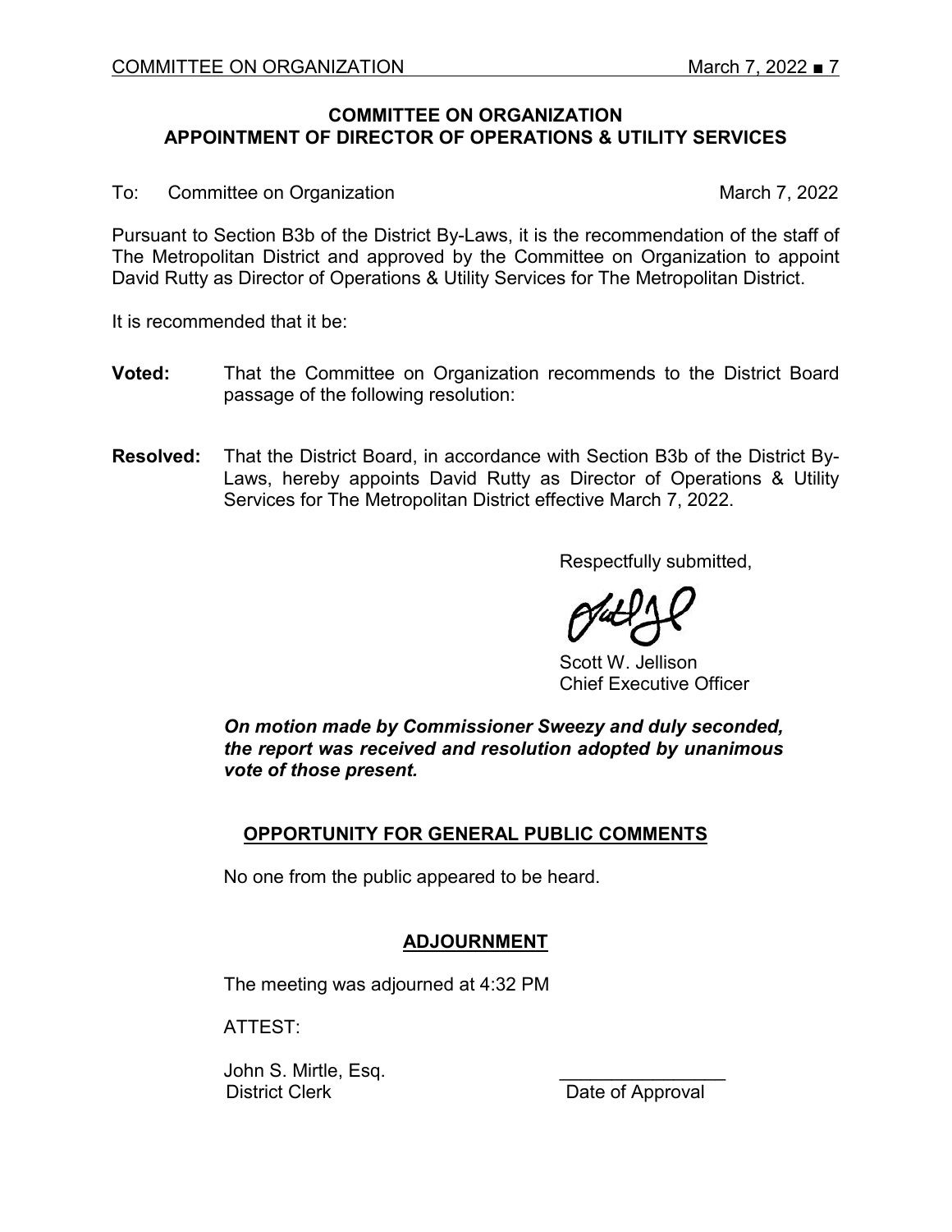## COMMITTEE ON ORGANIZATION
## APPOINTMENT OF DIRECTOR OF OPERATIONS & UTILITY SERVICES

To: Committee on Organization March 7, 2022

Pursuant to Section B3b of the District By-Laws, it is the recommendation of the staff of The Metropolitan District and approved by the Committee on Organization to appoint David Rutty as Director of Operations & Utility Services for The Metropolitan District.

It is recommended that it be:

**Voted:** That the Committee on Organization recommends to the District Board passage of the following resolution:

**Resolved:** That the District Board, in accordance with Section B3b of the District By-Laws, hereby appoints David Rutty as Director of Operations & Utility Services for The Metropolitan District effective March 7, 2022.

Respectfully submitted,

Scott W. Jellison
Chief Executive Officer

***On motion made by Commissioner Sweezy and duly seconded, the report was received and resolution adopted by unanimous vote of those present.***

### OPPORTUNITY FOR GENERAL PUBLIC COMMENTS

No one from the public appeared to be heard.

### ADJOURNMENT

The meeting was adjourned at 4:32 PM

ATTEST:

John S. Mirtle, Esq.
District Clerk

________________
Date of Approval